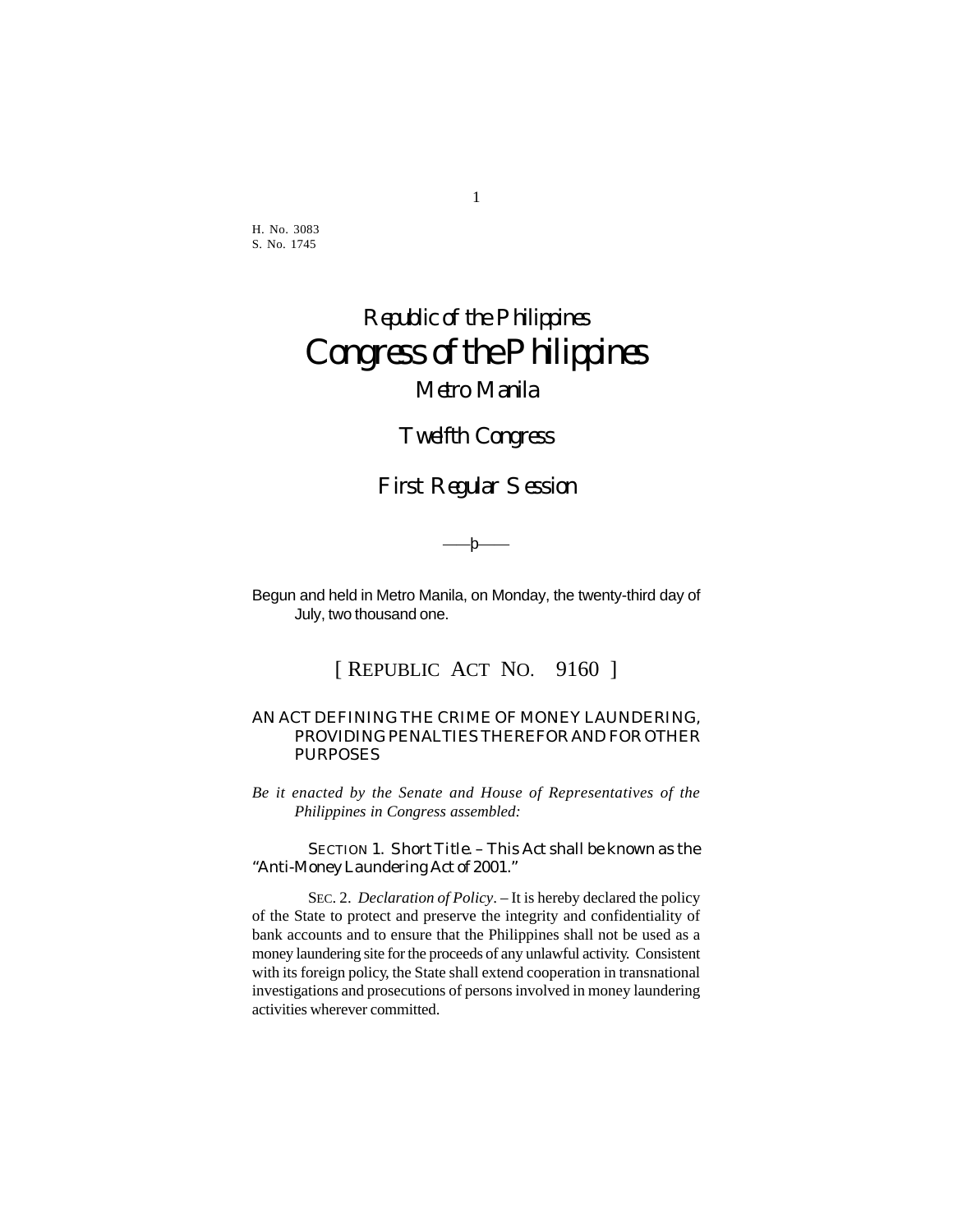H. No. 3083
S. No. 1745

# Republic of the Philippines
# Congress of the Philippines
## Metro Manila

## Twelfth Congress

## First Regular Session

Begun and held in Metro Manila, on Monday, the twenty-third day of July, two thousand one.

## [ REPUBLIC ACT NO. 9160 ]

### AN ACT DEFINING THE CRIME OF MONEY LAUNDERING, PROVIDING PENALTIES THEREFOR AND FOR OTHER PURPOSES

*Be it enacted by the Senate and House of Representatives of the Philippines in Congress assembled:*

SECTION 1. *Short Title.* – This Act shall be known as the "Anti-Money Laundering Act of 2001."

SEC. 2. *Declaration of Policy*. – It is hereby declared the policy of the State to protect and preserve the integrity and confidentiality of bank accounts and to ensure that the Philippines shall not be used as a money laundering site for the proceeds of any unlawful activity. Consistent with its foreign policy, the State shall extend cooperation in transnational investigations and prosecutions of persons involved in money laundering activities wherever committed.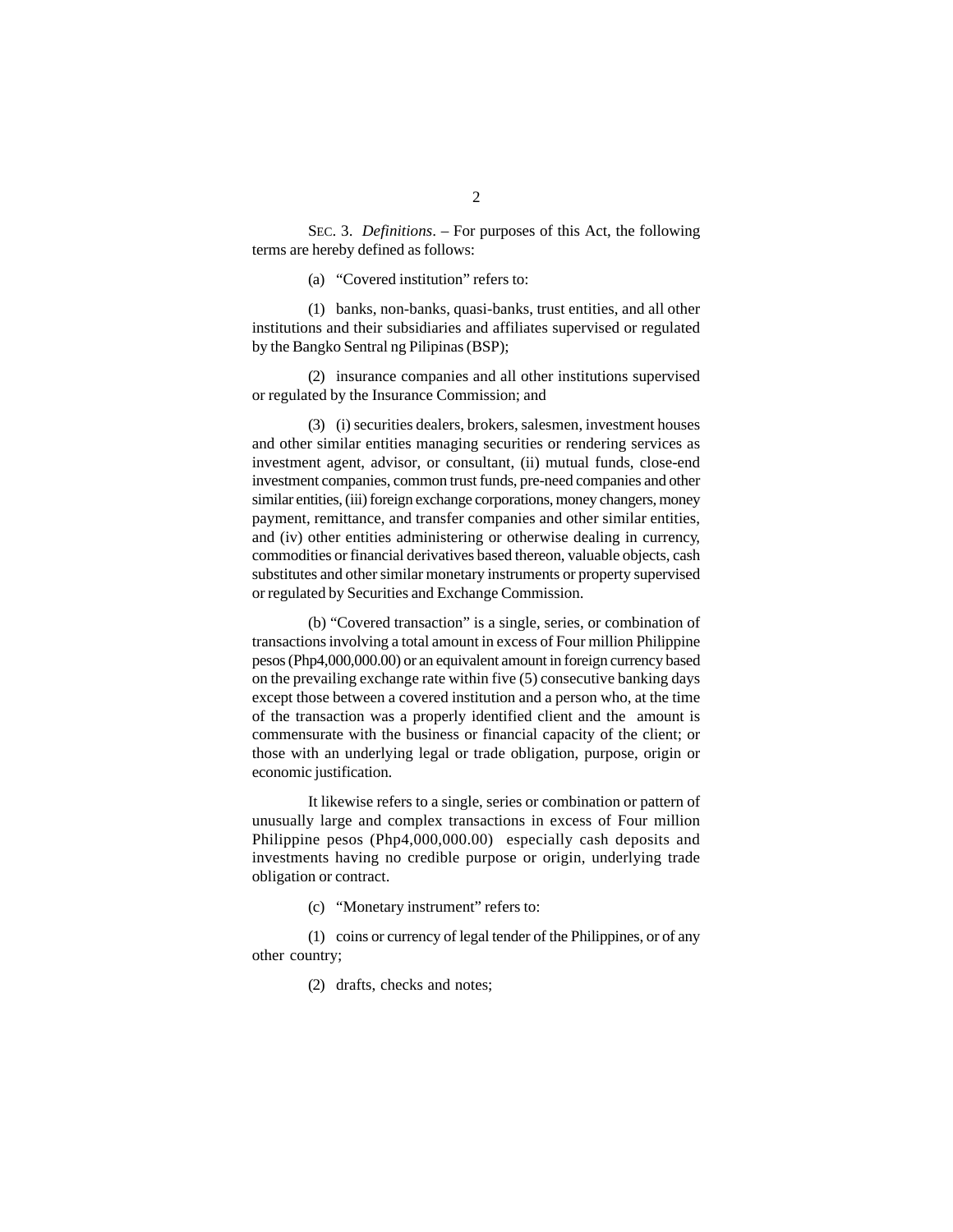SEC. 3. *Definitions*. – For purposes of this Act, the following terms are hereby defined as follows:

(a) "Covered institution" refers to:

(1) banks, non-banks, quasi-banks, trust entities, and all other institutions and their subsidiaries and affiliates supervised or regulated by the Bangko Sentral ng Pilipinas (BSP);

(2) insurance companies and all other institutions supervised or regulated by the Insurance Commission; and

(3) (i) securities dealers, brokers, salesmen, investment houses and other similar entities managing securities or rendering services as investment agent, advisor, or consultant, (ii) mutual funds, close-end investment companies, common trust funds, pre-need companies and other similar entities, (iii) foreign exchange corporations, money changers, money payment, remittance, and transfer companies and other similar entities, and (iv) other entities administering or otherwise dealing in currency, commodities or financial derivatives based thereon, valuable objects, cash substitutes and other similar monetary instruments or property supervised or regulated by Securities and Exchange Commission.

(b) "Covered transaction" is a single, series, or combination of transactions involving a total amount in excess of Four million Philippine pesos (Php4,000,000.00) or an equivalent amount in foreign currency based on the prevailing exchange rate within five (5) consecutive banking days except those between a covered institution and a person who, at the time of the transaction was a properly identified client and the amount is commensurate with the business or financial capacity of the client; or those with an underlying legal or trade obligation, purpose, origin or economic justification.

It likewise refers to a single, series or combination or pattern of unusually large and complex transactions in excess of Four million Philippine pesos (Php4,000,000.00) especially cash deposits and investments having no credible purpose or origin, underlying trade obligation or contract.

(c) "Monetary instrument" refers to:

(1) coins or currency of legal tender of the Philippines, or of any other country;

(2) drafts, checks and notes;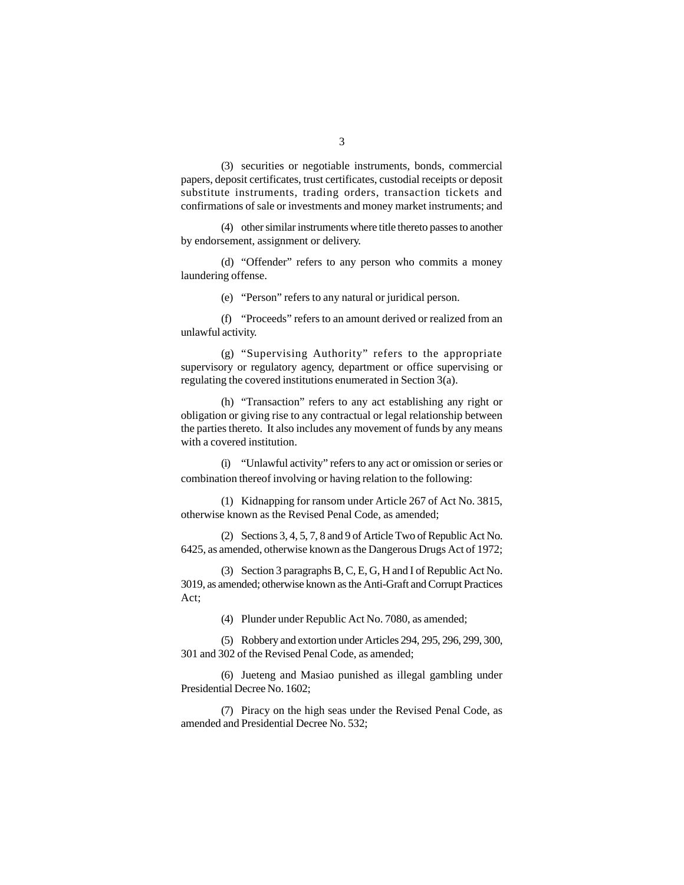(3) securities or negotiable instruments, bonds, commercial papers, deposit certificates, trust certificates, custodial receipts or deposit substitute instruments, trading orders, transaction tickets and confirmations of sale or investments and money market instruments; and

(4) other similar instruments where title thereto passes to another by endorsement, assignment or delivery.

(d) "Offender" refers to any person who commits a money laundering offense.

(e) "Person" refers to any natural or juridical person.

(f) "Proceeds" refers to an amount derived or realized from an unlawful activity.

(g) "Supervising Authority" refers to the appropriate supervisory or regulatory agency, department or office supervising or regulating the covered institutions enumerated in Section 3(a).

(h) "Transaction" refers to any act establishing any right or obligation or giving rise to any contractual or legal relationship between the parties thereto. It also includes any movement of funds by any means with a covered institution.

(i) "Unlawful activity" refers to any act or omission or series or combination thereof involving or having relation to the following:

(1) Kidnapping for ransom under Article 267 of Act No. 3815, otherwise known as the Revised Penal Code, as amended;

(2) Sections 3, 4, 5, 7, 8 and 9 of Article Two of Republic Act No. 6425, as amended, otherwise known as the Dangerous Drugs Act of 1972;

(3) Section 3 paragraphs B, C, E, G, H and I of Republic Act No. 3019, as amended; otherwise known as the Anti-Graft and Corrupt Practices Act;

(4) Plunder under Republic Act No. 7080, as amended;

(5) Robbery and extortion under Articles 294, 295, 296, 299, 300, 301 and 302 of the Revised Penal Code, as amended;

(6) Jueteng and Masiao punished as illegal gambling under Presidential Decree No. 1602;

(7) Piracy on the high seas under the Revised Penal Code, as amended and Presidential Decree No. 532;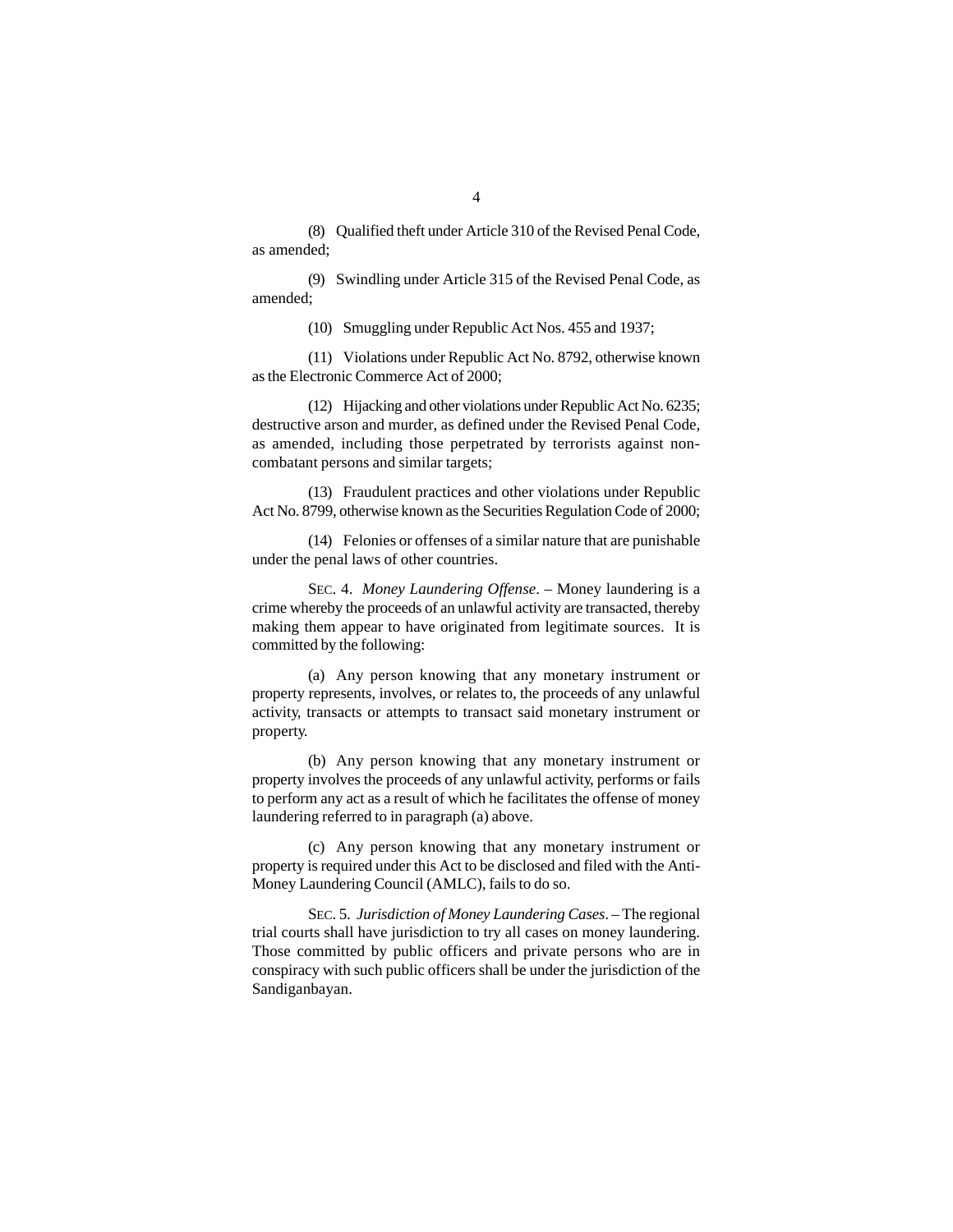(8) Qualified theft under Article 310 of the Revised Penal Code, as amended;

(9) Swindling under Article 315 of the Revised Penal Code, as amended;

(10) Smuggling under Republic Act Nos. 455 and 1937;

(11) Violations under Republic Act No. 8792, otherwise known as the Electronic Commerce Act of 2000;

(12) Hijacking and other violations under Republic Act No. 6235; destructive arson and murder, as defined under the Revised Penal Code, as amended, including those perpetrated by terrorists against non-combatant persons and similar targets;

(13) Fraudulent practices and other violations under Republic Act No. 8799, otherwise known as the Securities Regulation Code of 2000;

(14) Felonies or offenses of a similar nature that are punishable under the penal laws of other countries.

SEC. 4. *Money Laundering Offense*. – Money laundering is a crime whereby the proceeds of an unlawful activity are transacted, thereby making them appear to have originated from legitimate sources. It is committed by the following:

(a) Any person knowing that any monetary instrument or property represents, involves, or relates to, the proceeds of any unlawful activity, transacts or attempts to transact said monetary instrument or property.

(b) Any person knowing that any monetary instrument or property involves the proceeds of any unlawful activity, performs or fails to perform any act as a result of which he facilitates the offense of money laundering referred to in paragraph (a) above.

(c) Any person knowing that any monetary instrument or property is required under this Act to be disclosed and filed with the Anti-Money Laundering Council (AMLC), fails to do so.

SEC. 5. *Jurisdiction of Money Laundering Cases*. – The regional trial courts shall have jurisdiction to try all cases on money laundering. Those committed by public officers and private persons who are in conspiracy with such public officers shall be under the jurisdiction of the Sandiganbayan.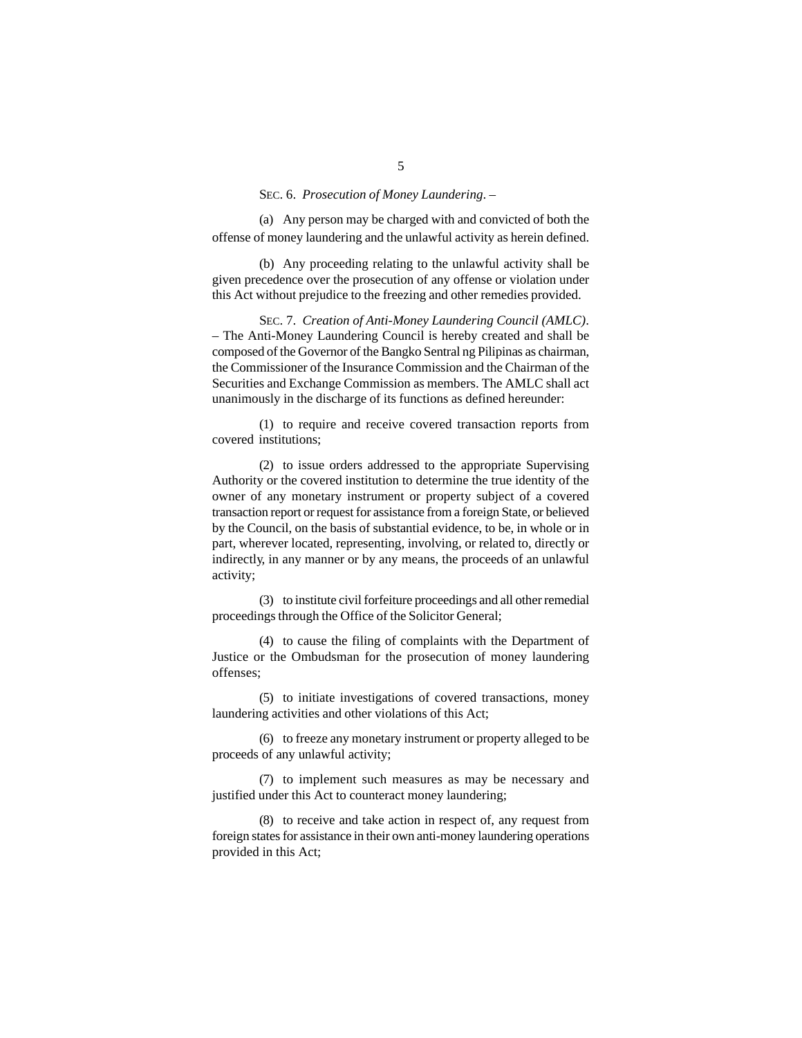SEC. 6. *Prosecution of Money Laundering*. –

(a) Any person may be charged with and convicted of both the offense of money laundering and the unlawful activity as herein defined.

(b) Any proceeding relating to the unlawful activity shall be given precedence over the prosecution of any offense or violation under this Act without prejudice to the freezing and other remedies provided.

SEC. 7. *Creation of Anti-Money Laundering Council (AMLC)*. – The Anti-Money Laundering Council is hereby created and shall be composed of the Governor of the Bangko Sentral ng Pilipinas as chairman, the Commissioner of the Insurance Commission and the Chairman of the Securities and Exchange Commission as members. The AMLC shall act unanimously in the discharge of its functions as defined hereunder:

(1) to require and receive covered transaction reports from covered institutions;

(2) to issue orders addressed to the appropriate Supervising Authority or the covered institution to determine the true identity of the owner of any monetary instrument or property subject of a covered transaction report or request for assistance from a foreign State, or believed by the Council, on the basis of substantial evidence, to be, in whole or in part, wherever located, representing, involving, or related to, directly or indirectly, in any manner or by any means, the proceeds of an unlawful activity;

(3) to institute civil forfeiture proceedings and all other remedial proceedings through the Office of the Solicitor General;

(4) to cause the filing of complaints with the Department of Justice or the Ombudsman for the prosecution of money laundering offenses;

(5) to initiate investigations of covered transactions, money laundering activities and other violations of this Act;

(6) to freeze any monetary instrument or property alleged to be proceeds of any unlawful activity;

(7) to implement such measures as may be necessary and justified under this Act to counteract money laundering;

(8) to receive and take action in respect of, any request from foreign states for assistance in their own anti-money laundering operations provided in this Act;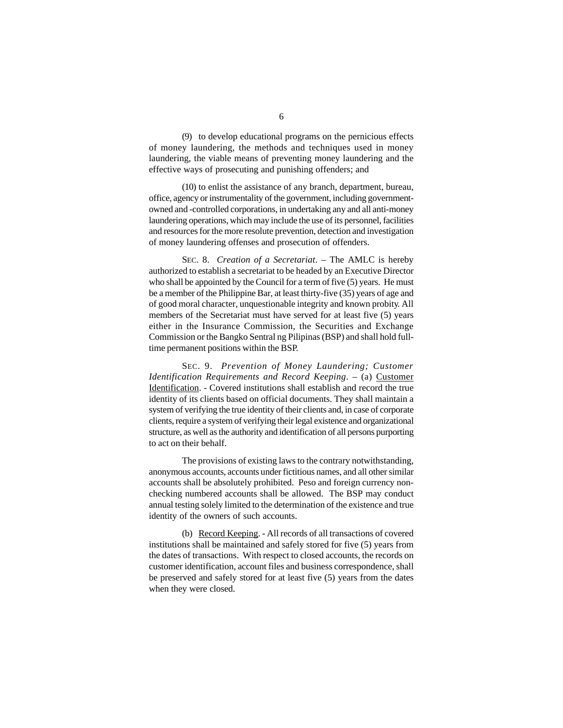(9) to develop educational programs on the pernicious effects of money laundering, the methods and techniques used in money laundering, the viable means of preventing money laundering and the effective ways of prosecuting and punishing offenders; and

(10) to enlist the assistance of any branch, department, bureau, office, agency or instrumentality of the government, including government-owned and -controlled corporations, in undertaking any and all anti-money laundering operations, which may include the use of its personnel, facilities and resources for the more resolute prevention, detection and investigation of money laundering offenses and prosecution of offenders.

SEC. 8. *Creation of a Secretariat*. – The AMLC is hereby authorized to establish a secretariat to be headed by an Executive Director who shall be appointed by the Council for a term of five (5) years. He must be a member of the Philippine Bar, at least thirty-five (35) years of age and of good moral character, unquestionable integrity and known probity. All members of the Secretariat must have served for at least five (5) years either in the Insurance Commission, the Securities and Exchange Commission or the Bangko Sentral ng Pilipinas (BSP) and shall hold full-time permanent positions within the BSP.

SEC. 9. *Prevention of Money Laundering; Customer Identification Requirements and Record Keeping*. – (a) Customer Identification. - Covered institutions shall establish and record the true identity of its clients based on official documents. They shall maintain a system of verifying the true identity of their clients and, in case of corporate clients, require a system of verifying their legal existence and organizational structure, as well as the authority and identification of all persons purporting to act on their behalf.

The provisions of existing laws to the contrary notwithstanding, anonymous accounts, accounts under fictitious names, and all other similar accounts shall be absolutely prohibited. Peso and foreign currency non-checking numbered accounts shall be allowed. The BSP may conduct annual testing solely limited to the determination of the existence and true identity of the owners of such accounts.

(b) Record Keeping. - All records of all transactions of covered institutions shall be maintained and safely stored for five (5) years from the dates of transactions. With respect to closed accounts, the records on customer identification, account files and business correspondence, shall be preserved and safely stored for at least five (5) years from the dates when they were closed.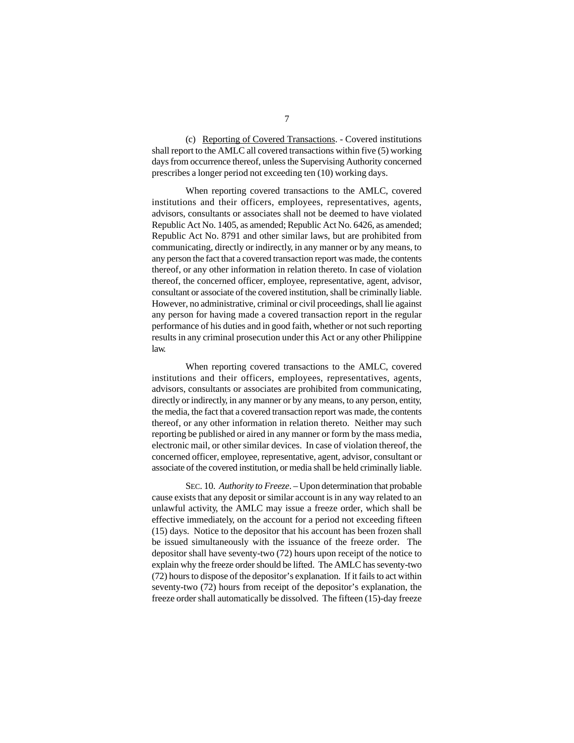(c) Reporting of Covered Transactions. - Covered institutions shall report to the AMLC all covered transactions within five (5) working days from occurrence thereof, unless the Supervising Authority concerned prescribes a longer period not exceeding ten (10) working days.

When reporting covered transactions to the AMLC, covered institutions and their officers, employees, representatives, agents, advisors, consultants or associates shall not be deemed to have violated Republic Act No. 1405, as amended; Republic Act No. 6426, as amended; Republic Act No. 8791 and other similar laws, but are prohibited from communicating, directly or indirectly, in any manner or by any means, to any person the fact that a covered transaction report was made, the contents thereof, or any other information in relation thereto. In case of violation thereof, the concerned officer, employee, representative, agent, advisor, consultant or associate of the covered institution, shall be criminally liable. However, no administrative, criminal or civil proceedings, shall lie against any person for having made a covered transaction report in the regular performance of his duties and in good faith, whether or not such reporting results in any criminal prosecution under this Act or any other Philippine law.

When reporting covered transactions to the AMLC, covered institutions and their officers, employees, representatives, agents, advisors, consultants or associates are prohibited from communicating, directly or indirectly, in any manner or by any means, to any person, entity, the media, the fact that a covered transaction report was made, the contents thereof, or any other information in relation thereto. Neither may such reporting be published or aired in any manner or form by the mass media, electronic mail, or other similar devices. In case of violation thereof, the concerned officer, employee, representative, agent, advisor, consultant or associate of the covered institution, or media shall be held criminally liable.

SEC. 10. *Authority to Freeze*. – Upon determination that probable cause exists that any deposit or similar account is in any way related to an unlawful activity, the AMLC may issue a freeze order, which shall be effective immediately, on the account for a period not exceeding fifteen (15) days. Notice to the depositor that his account has been frozen shall be issued simultaneously with the issuance of the freeze order. The depositor shall have seventy-two (72) hours upon receipt of the notice to explain why the freeze order should be lifted. The AMLC has seventy-two (72) hours to dispose of the depositor's explanation. If it fails to act within seventy-two (72) hours from receipt of the depositor's explanation, the freeze order shall automatically be dissolved. The fifteen (15)-day freeze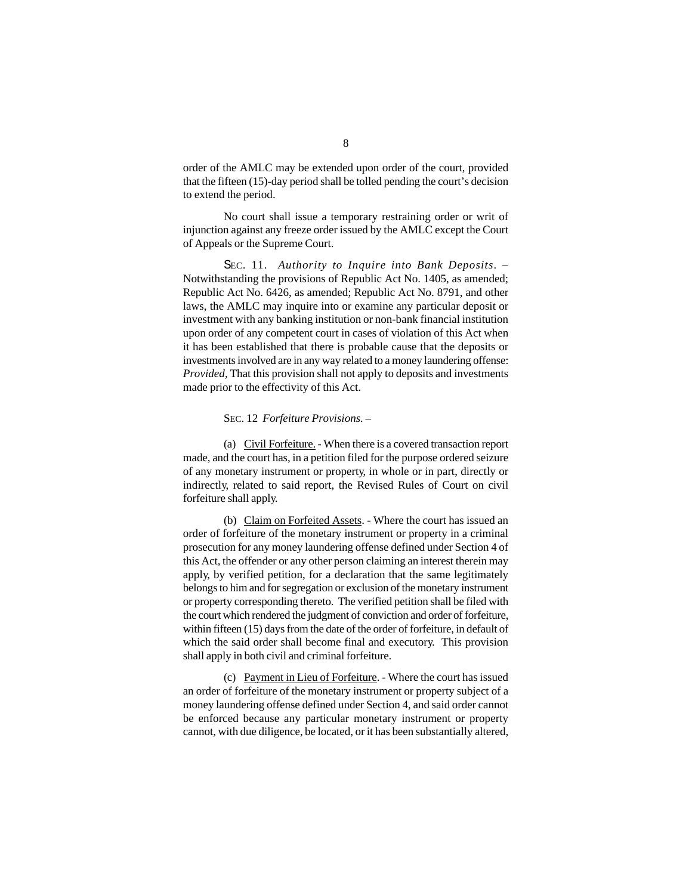order of the AMLC may be extended upon order of the court, provided that the fifteen (15)-day period shall be tolled pending the court's decision to extend the period.

No court shall issue a temporary restraining order or writ of injunction against any freeze order issued by the AMLC except the Court of Appeals or the Supreme Court.

SEC. 11. *Authority to Inquire into Bank Deposits*. – Notwithstanding the provisions of Republic Act No. 1405, as amended; Republic Act No. 6426, as amended; Republic Act No. 8791, and other laws, the AMLC may inquire into or examine any particular deposit or investment with any banking institution or non-bank financial institution upon order of any competent court in cases of violation of this Act when it has been established that there is probable cause that the deposits or investments involved are in any way related to a money laundering offense: *Provided*, That this provision shall not apply to deposits and investments made prior to the effectivity of this Act.

SEC. 12 *Forfeiture Provisions.* –

(a) Civil Forfeiture. - When there is a covered transaction report made, and the court has, in a petition filed for the purpose ordered seizure of any monetary instrument or property, in whole or in part, directly or indirectly, related to said report, the Revised Rules of Court on civil forfeiture shall apply.

(b) Claim on Forfeited Assets. - Where the court has issued an order of forfeiture of the monetary instrument or property in a criminal prosecution for any money laundering offense defined under Section 4 of this Act, the offender or any other person claiming an interest therein may apply, by verified petition, for a declaration that the same legitimately belongs to him and for segregation or exclusion of the monetary instrument or property corresponding thereto. The verified petition shall be filed with the court which rendered the judgment of conviction and order of forfeiture, within fifteen (15) days from the date of the order of forfeiture, in default of which the said order shall become final and executory. This provision shall apply in both civil and criminal forfeiture.

(c) Payment in Lieu of Forfeiture. - Where the court has issued an order of forfeiture of the monetary instrument or property subject of a money laundering offense defined under Section 4, and said order cannot be enforced because any particular monetary instrument or property cannot, with due diligence, be located, or it has been substantially altered,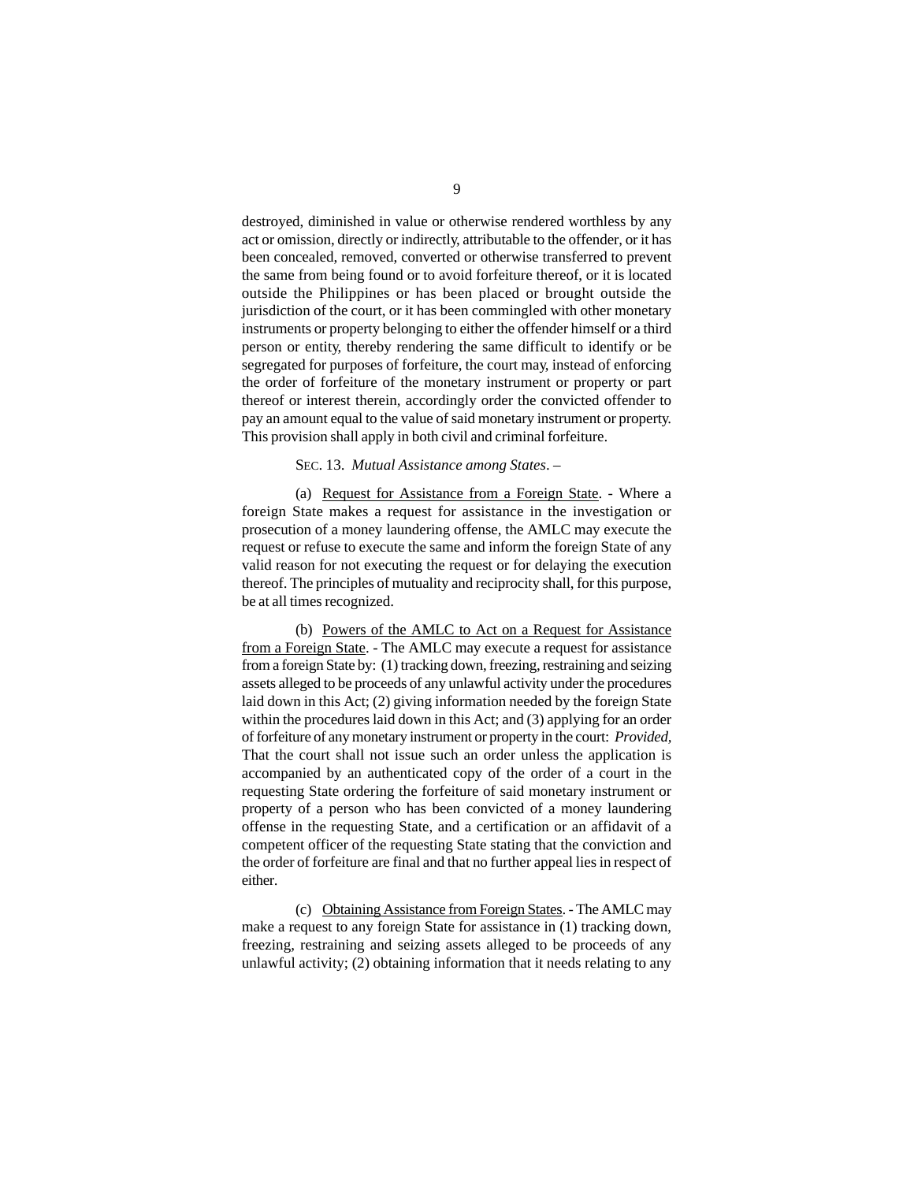destroyed, diminished in value or otherwise rendered worthless by any act or omission, directly or indirectly, attributable to the offender, or it has been concealed, removed, converted or otherwise transferred to prevent the same from being found or to avoid forfeiture thereof, or it is located outside the Philippines or has been placed or brought outside the jurisdiction of the court, or it has been commingled with other monetary instruments or property belonging to either the offender himself or a third person or entity, thereby rendering the same difficult to identify or be segregated for purposes of forfeiture, the court may, instead of enforcing the order of forfeiture of the monetary instrument or property or part thereof or interest therein, accordingly order the convicted offender to pay an amount equal to the value of said monetary instrument or property. This provision shall apply in both civil and criminal forfeiture.

SEC. 13. *Mutual Assistance among States*. –

(a) Request for Assistance from a Foreign State. - Where a foreign State makes a request for assistance in the investigation or prosecution of a money laundering offense, the AMLC may execute the request or refuse to execute the same and inform the foreign State of any valid reason for not executing the request or for delaying the execution thereof. The principles of mutuality and reciprocity shall, for this purpose, be at all times recognized.

(b) Powers of the AMLC to Act on a Request for Assistance from a Foreign State. - The AMLC may execute a request for assistance from a foreign State by: (1) tracking down, freezing, restraining and seizing assets alleged to be proceeds of any unlawful activity under the procedures laid down in this Act; (2) giving information needed by the foreign State within the procedures laid down in this Act; and (3) applying for an order of forfeiture of any monetary instrument or property in the court: *Provided*, That the court shall not issue such an order unless the application is accompanied by an authenticated copy of the order of a court in the requesting State ordering the forfeiture of said monetary instrument or property of a person who has been convicted of a money laundering offense in the requesting State, and a certification or an affidavit of a competent officer of the requesting State stating that the conviction and the order of forfeiture are final and that no further appeal lies in respect of either.

(c) Obtaining Assistance from Foreign States. - The AMLC may make a request to any foreign State for assistance in (1) tracking down, freezing, restraining and seizing assets alleged to be proceeds of any unlawful activity; (2) obtaining information that it needs relating to any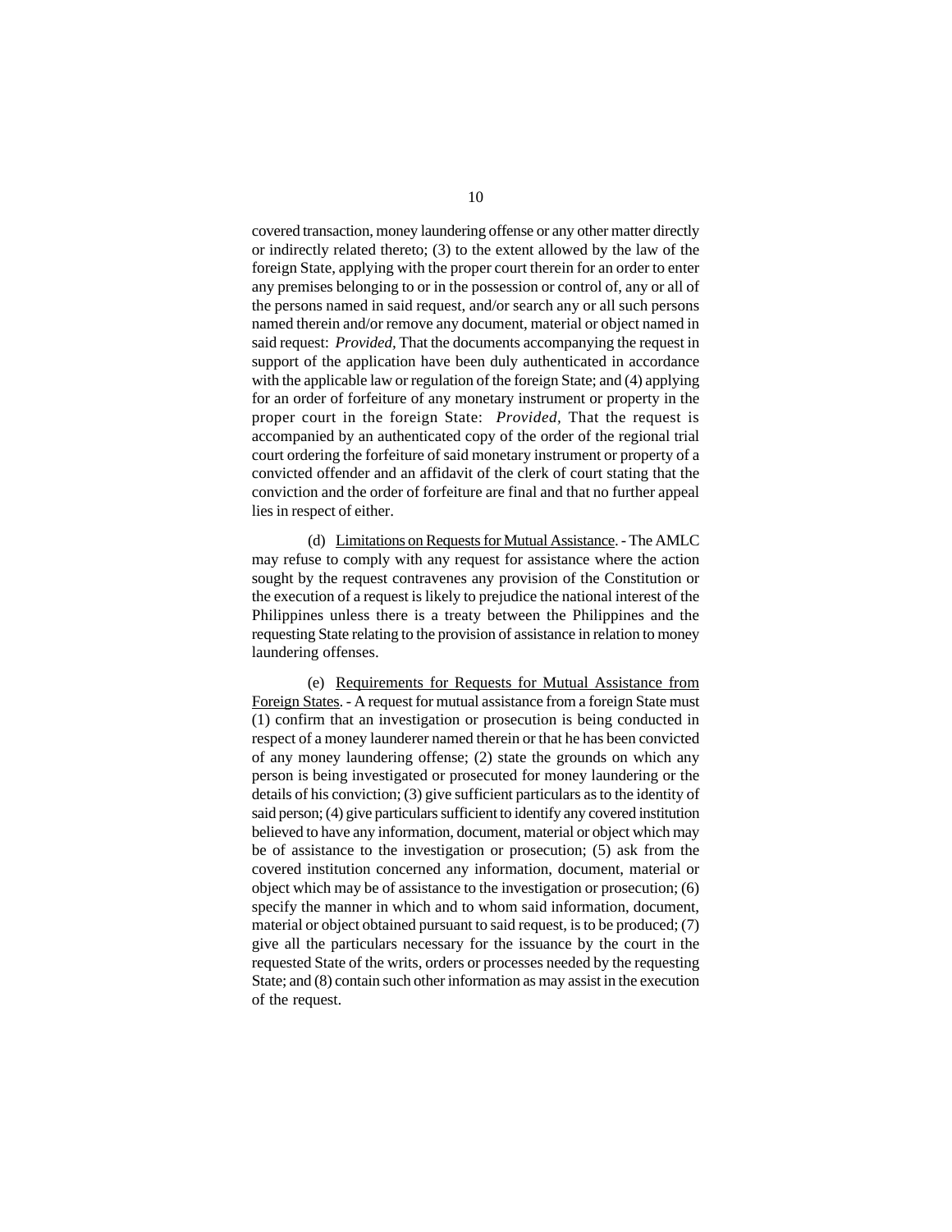covered transaction, money laundering offense or any other matter directly or indirectly related thereto; (3) to the extent allowed by the law of the foreign State, applying with the proper court therein for an order to enter any premises belonging to or in the possession or control of, any or all of the persons named in said request, and/or search any or all such persons named therein and/or remove any document, material or object named in said request: *Provided*, That the documents accompanying the request in support of the application have been duly authenticated in accordance with the applicable law or regulation of the foreign State; and (4) applying for an order of forfeiture of any monetary instrument or property in the proper court in the foreign State: *Provided*, That the request is accompanied by an authenticated copy of the order of the regional trial court ordering the forfeiture of said monetary instrument or property of a convicted offender and an affidavit of the clerk of court stating that the conviction and the order of forfeiture are final and that no further appeal lies in respect of either.

(d) Limitations on Requests for Mutual Assistance. - The AMLC may refuse to comply with any request for assistance where the action sought by the request contravenes any provision of the Constitution or the execution of a request is likely to prejudice the national interest of the Philippines unless there is a treaty between the Philippines and the requesting State relating to the provision of assistance in relation to money laundering offenses.

(e) Requirements for Requests for Mutual Assistance from Foreign States. - A request for mutual assistance from a foreign State must (1) confirm that an investigation or prosecution is being conducted in respect of a money launderer named therein or that he has been convicted of any money laundering offense; (2) state the grounds on which any person is being investigated or prosecuted for money laundering or the details of his conviction; (3) give sufficient particulars as to the identity of said person; (4) give particulars sufficient to identify any covered institution believed to have any information, document, material or object which may be of assistance to the investigation or prosecution; (5) ask from the covered institution concerned any information, document, material or object which may be of assistance to the investigation or prosecution; (6) specify the manner in which and to whom said information, document, material or object obtained pursuant to said request, is to be produced; (7) give all the particulars necessary for the issuance by the court in the requested State of the writs, orders or processes needed by the requesting State; and (8) contain such other information as may assist in the execution of the request.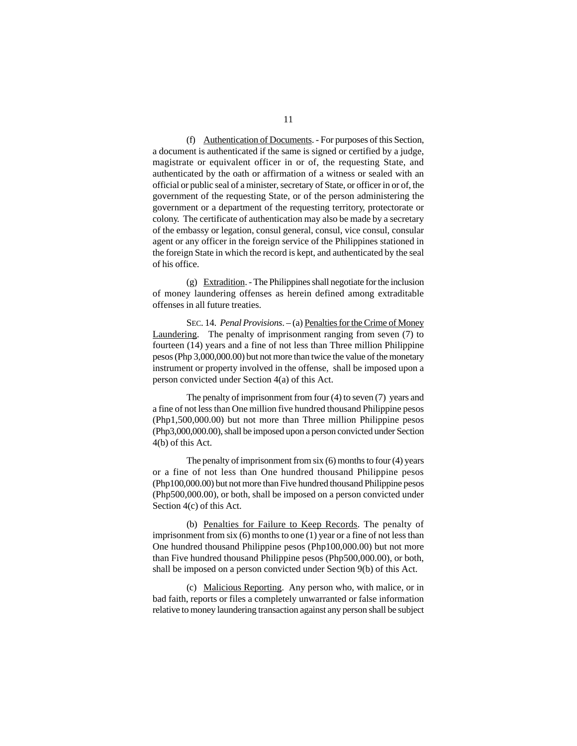(f) Authentication of Documents. - For purposes of this Section, a document is authenticated if the same is signed or certified by a judge, magistrate or equivalent officer in or of, the requesting State, and authenticated by the oath or affirmation of a witness or sealed with an official or public seal of a minister, secretary of State, or officer in or of, the government of the requesting State, or of the person administering the government or a department of the requesting territory, protectorate or colony. The certificate of authentication may also be made by a secretary of the embassy or legation, consul general, consul, vice consul, consular agent or any officer in the foreign service of the Philippines stationed in the foreign State in which the record is kept, and authenticated by the seal of his office.

(g) Extradition. - The Philippines shall negotiate for the inclusion of money laundering offenses as herein defined among extraditable offenses in all future treaties.

SEC. 14. *Penal Provisions*. – (a) Penalties for the Crime of Money Laundering. The penalty of imprisonment ranging from seven (7) to fourteen (14) years and a fine of not less than Three million Philippine pesos (Php 3,000,000.00) but not more than twice the value of the monetary instrument or property involved in the offense, shall be imposed upon a person convicted under Section 4(a) of this Act.

The penalty of imprisonment from four (4) to seven (7) years and a fine of not less than One million five hundred thousand Philippine pesos (Php1,500,000.00) but not more than Three million Philippine pesos (Php3,000,000.00), shall be imposed upon a person convicted under Section 4(b) of this Act.

The penalty of imprisonment from six (6) months to four (4) years or a fine of not less than One hundred thousand Philippine pesos (Php100,000.00) but not more than Five hundred thousand Philippine pesos (Php500,000.00), or both, shall be imposed on a person convicted under Section 4(c) of this Act.

(b) Penalties for Failure to Keep Records. The penalty of imprisonment from six (6) months to one (1) year or a fine of not less than One hundred thousand Philippine pesos (Php100,000.00) but not more than Five hundred thousand Philippine pesos (Php500,000.00), or both, shall be imposed on a person convicted under Section 9(b) of this Act.

(c) Malicious Reporting. Any person who, with malice, or in bad faith, reports or files a completely unwarranted or false information relative to money laundering transaction against any person shall be subject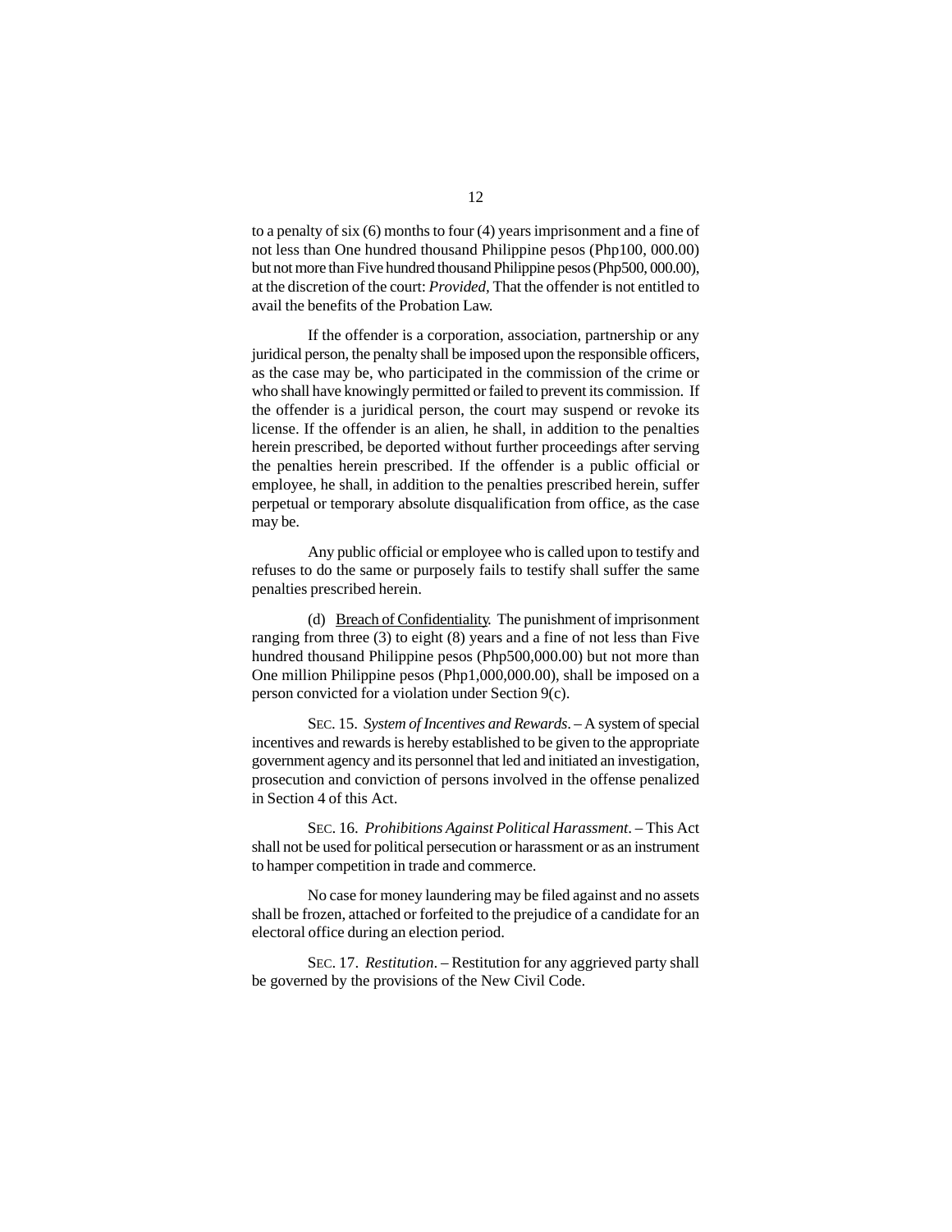to a penalty of six (6) months to four (4) years imprisonment and a fine of not less than One hundred thousand Philippine pesos (Php100, 000.00) but not more than Five hundred thousand Philippine pesos (Php500, 000.00), at the discretion of the court: *Provided,* That the offender is not entitled to avail the benefits of the Probation Law.

If the offender is a corporation, association, partnership or any juridical person, the penalty shall be imposed upon the responsible officers, as the case may be, who participated in the commission of the crime or who shall have knowingly permitted or failed to prevent its commission. If the offender is a juridical person, the court may suspend or revoke its license. If the offender is an alien, he shall, in addition to the penalties herein prescribed, be deported without further proceedings after serving the penalties herein prescribed. If the offender is a public official or employee, he shall, in addition to the penalties prescribed herein, suffer perpetual or temporary absolute disqualification from office, as the case may be.

Any public official or employee who is called upon to testify and refuses to do the same or purposely fails to testify shall suffer the same penalties prescribed herein.

(d) Breach of Confidentiality. The punishment of imprisonment ranging from three (3) to eight (8) years and a fine of not less than Five hundred thousand Philippine pesos (Php500,000.00) but not more than One million Philippine pesos (Php1,000,000.00), shall be imposed on a person convicted for a violation under Section 9(c).

SEC. 15. *System of Incentives and Rewards*. – A system of special incentives and rewards is hereby established to be given to the appropriate government agency and its personnel that led and initiated an investigation, prosecution and conviction of persons involved in the offense penalized in Section 4 of this Act.

SEC. 16. *Prohibitions Against Political Harassment*. – This Act shall not be used for political persecution or harassment or as an instrument to hamper competition in trade and commerce.

No case for money laundering may be filed against and no assets shall be frozen, attached or forfeited to the prejudice of a candidate for an electoral office during an election period.

SEC. 17. *Restitution*. – Restitution for any aggrieved party shall be governed by the provisions of the New Civil Code.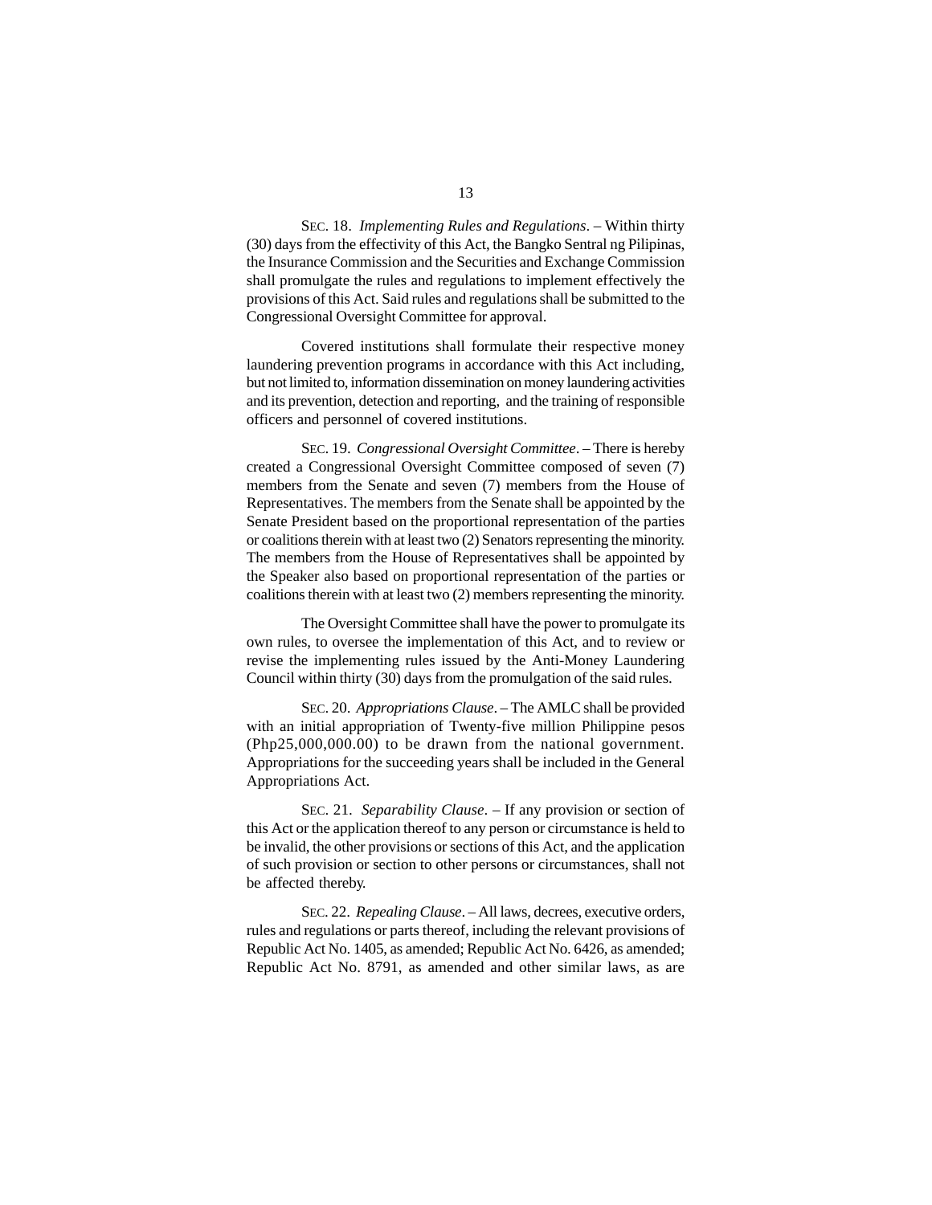SEC. 18. *Implementing Rules and Regulations*. – Within thirty (30) days from the effectivity of this Act, the Bangko Sentral ng Pilipinas, the Insurance Commission and the Securities and Exchange Commission shall promulgate the rules and regulations to implement effectively the provisions of this Act. Said rules and regulations shall be submitted to the Congressional Oversight Committee for approval.

Covered institutions shall formulate their respective money laundering prevention programs in accordance with this Act including, but not limited to, information dissemination on money laundering activities and its prevention, detection and reporting, and the training of responsible officers and personnel of covered institutions.

SEC. 19. *Congressional Oversight Committee*. – There is hereby created a Congressional Oversight Committee composed of seven (7) members from the Senate and seven (7) members from the House of Representatives. The members from the Senate shall be appointed by the Senate President based on the proportional representation of the parties or coalitions therein with at least two (2) Senators representing the minority. The members from the House of Representatives shall be appointed by the Speaker also based on proportional representation of the parties or coalitions therein with at least two (2) members representing the minority.

The Oversight Committee shall have the power to promulgate its own rules, to oversee the implementation of this Act, and to review or revise the implementing rules issued by the Anti-Money Laundering Council within thirty (30) days from the promulgation of the said rules.

SEC. 20. *Appropriations Clause*. – The AMLC shall be provided with an initial appropriation of Twenty-five million Philippine pesos (Php25,000,000.00) to be drawn from the national government. Appropriations for the succeeding years shall be included in the General Appropriations Act.

SEC. 21. *Separability Clause*. – If any provision or section of this Act or the application thereof to any person or circumstance is held to be invalid, the other provisions or sections of this Act, and the application of such provision or section to other persons or circumstances, shall not be affected thereby.

SEC. 22. *Repealing Clause*. – All laws, decrees, executive orders, rules and regulations or parts thereof, including the relevant provisions of Republic Act No. 1405, as amended; Republic Act No. 6426, as amended; Republic Act No. 8791, as amended and other similar laws, as are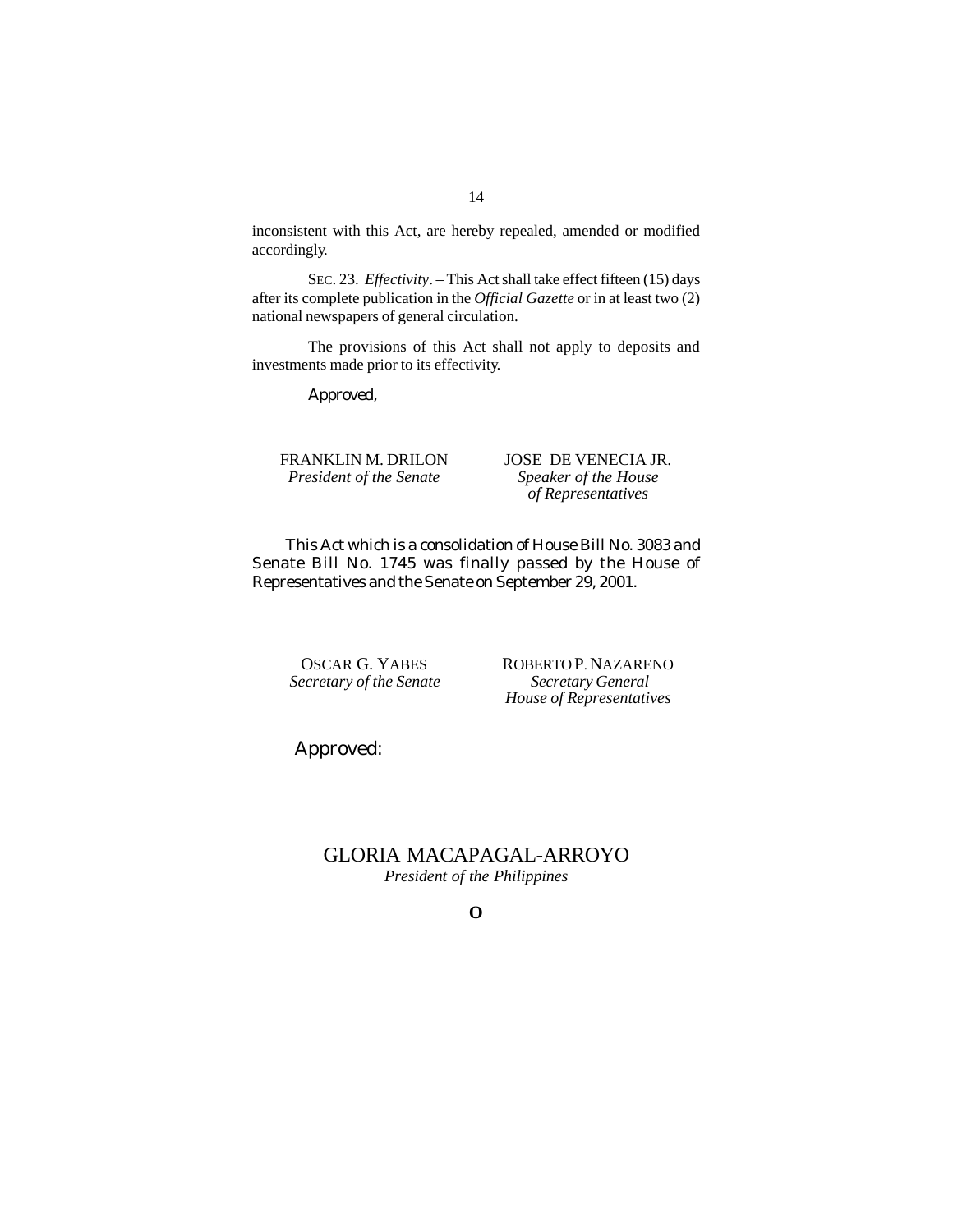inconsistent with this Act, are hereby repealed, amended or modified accordingly.

SEC. 23. *Effectivity*. – This Act shall take effect fifteen (15) days after its complete publication in the *Official Gazette* or in at least two (2) national newspapers of general circulation.

The provisions of this Act shall not apply to deposits and investments made prior to its effectivity.

Approved,

FRANKLIN M. DRILON
*President of the Senate*

JOSE DE VENECIA JR.
*Speaker of the House of Representatives*

This Act which is a consolidation of House Bill No. 3083 and Senate Bill No. 1745 was finally passed by the House of Representatives and the Senate on September 29, 2001.

OSCAR G. YABES
*Secretary of the Senate*

ROBERTO P. NAZARENO
*Secretary General*
*House of Representatives*

Approved:

GLORIA MACAPAGAL-ARROYO
*President of the Philippines*

**O**